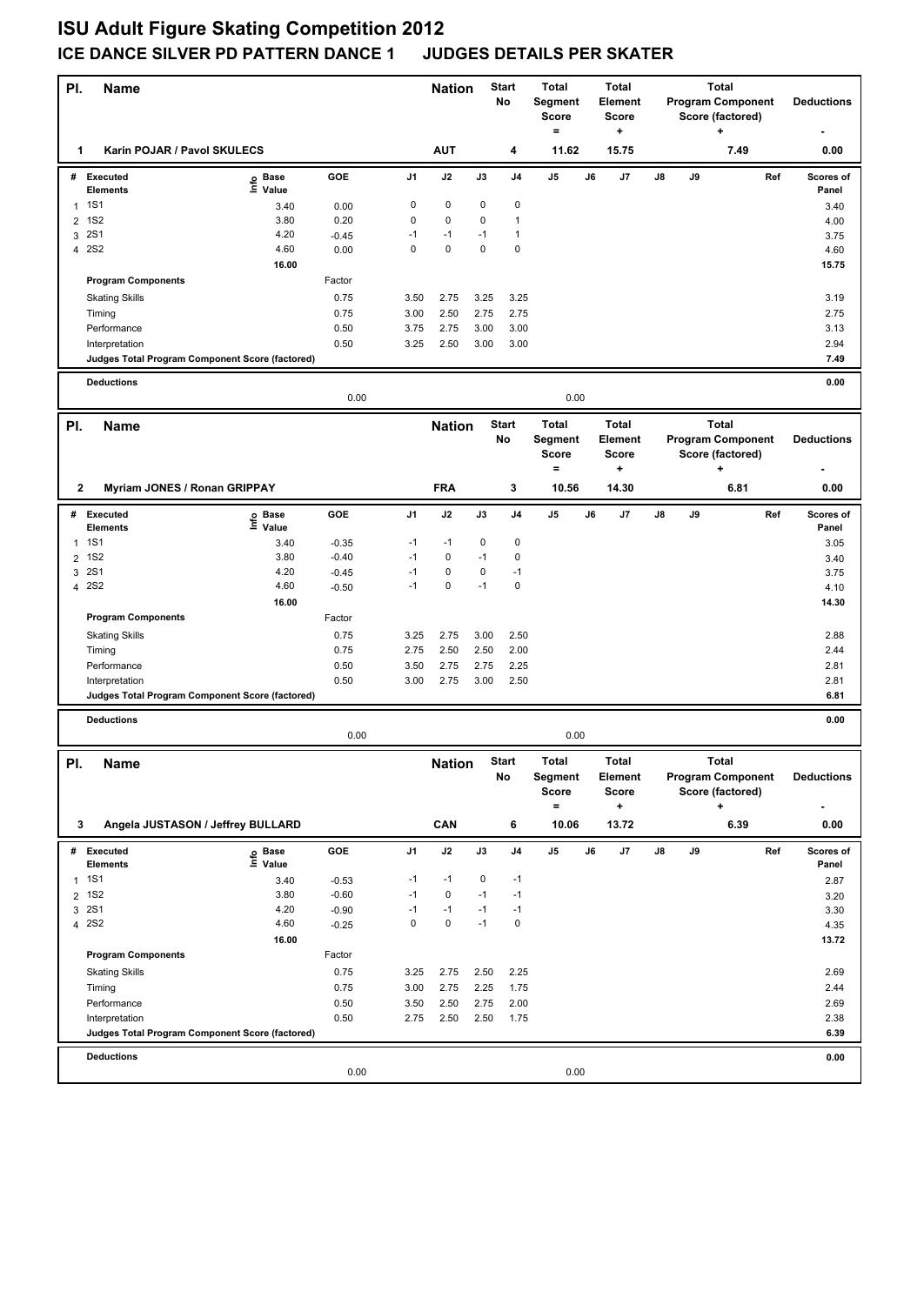# ISU Adult Figure Skating Competition 2012

## ICE DANCE SILVER PD PATTERN DANCE 1 JUDGES DETAILS PER SKATER

| Pl. | Name | Nation | Start No | Total Segment Score = | Total Element Score + | Total Program Component Score (factored) + | Deductions - |
|---|---|---|---|---|---|---|---|
| 1 | Karin POJAR / Pavol SKULECS | AUT | 4 | 11.62 | 15.75 | 7.49 | 0.00 |

| # | Executed Elements | Info | Base Value | GOE | J1 | J2 | J3 | J4 | J5 | J6 | J7 | J8 | J9 | Ref | Scores of Panel |
|---|---|---|---|---|---|---|---|---|---|---|---|---|---|---|---|
| 1 | 1S1 | | 3.40 | 0.00 | 0 | 0 | 0 | 0 | | | | | | | 3.40 |
| 2 | 1S2 | | 3.80 | 0.20 | 0 | 0 | 0 | 1 | | | | | | | 4.00 |
| 3 | 2S1 | | 4.20 | -0.45 | -1 | -1 | -1 | 1 | | | | | | | 3.75 |
| 4 | 2S2 | | 4.60 | 0.00 | 0 | 0 | 0 | 0 | | | | | | | 4.60 |
| | | | 16.00 | | | | | | | | | | | | 15.75 |

| Program Components | Factor | J1 | J2 | J3 | J4 | J5 | J6 | J7 | J8 | J9 | Ref | Scores of Panel |
|---|---|---|---|---|---|---|---|---|---|---|---|---|
| Skating Skills | 0.75 | 3.50 | 2.75 | 3.25 | 3.25 | | | | | | | 3.19 |
| Timing | 0.75 | 3.00 | 2.50 | 2.75 | 2.75 | | | | | | | 2.75 |
| Performance | 0.50 | 3.75 | 2.75 | 3.00 | 3.00 | | | | | | | 3.13 |
| Interpretation | 0.50 | 3.25 | 2.50 | 3.00 | 3.00 | | | | | | | 2.94 |
| Judges Total Program Component Score (factored) | | | | | | | | | | | | 7.49 |

| Deductions | | | 0.00 |
|---|---|---|---|
| | 0.00 | 0.00 | |

| Pl. | Name | Nation | Start No | Total Segment Score = | Total Element Score + | Total Program Component Score (factored) + | Deductions - |
|---|---|---|---|---|---|---|---|
| 2 | Myriam JONES / Ronan GRIPPAY | FRA | 3 | 10.56 | 14.30 | 6.81 | 0.00 |

| # | Executed Elements | Info | Base Value | GOE | J1 | J2 | J3 | J4 | J5 | J6 | J7 | J8 | J9 | Ref | Scores of Panel |
|---|---|---|---|---|---|---|---|---|---|---|---|---|---|---|---|
| 1 | 1S1 | | 3.40 | -0.35 | -1 | -1 | 0 | 0 | | | | | | | 3.05 |
| 2 | 1S2 | | 3.80 | -0.40 | -1 | 0 | -1 | 0 | | | | | | | 3.40 |
| 3 | 2S1 | | 4.20 | -0.45 | -1 | 0 | 0 | -1 | | | | | | | 3.75 |
| 4 | 2S2 | | 4.60 | -0.50 | -1 | 0 | -1 | 0 | | | | | | | 4.10 |
| | | | 16.00 | | | | | | | | | | | | 14.30 |

| Program Components | Factor | J1 | J2 | J3 | J4 | J5 | J6 | J7 | J8 | J9 | Ref | Scores of Panel |
|---|---|---|---|---|---|---|---|---|---|---|---|---|
| Skating Skills | 0.75 | 3.25 | 2.75 | 3.00 | 2.50 | | | | | | | 2.88 |
| Timing | 0.75 | 2.75 | 2.50 | 2.50 | 2.00 | | | | | | | 2.44 |
| Performance | 0.50 | 3.50 | 2.75 | 2.75 | 2.25 | | | | | | | 2.81 |
| Interpretation | 0.50 | 3.00 | 2.75 | 3.00 | 2.50 | | | | | | | 2.81 |
| Judges Total Program Component Score (factored) | | | | | | | | | | | | 6.81 |

| Deductions | | | 0.00 |
|---|---|---|---|
| | 0.00 | 0.00 | |

| Pl. | Name | Nation | Start No | Total Segment Score = | Total Element Score + | Total Program Component Score (factored) + | Deductions - |
|---|---|---|---|---|---|---|---|
| 3 | Angela JUSTASON / Jeffrey BULLARD | CAN | 6 | 10.06 | 13.72 | 6.39 | 0.00 |

| # | Executed Elements | Info | Base Value | GOE | J1 | J2 | J3 | J4 | J5 | J6 | J7 | J8 | J9 | Ref | Scores of Panel |
|---|---|---|---|---|---|---|---|---|---|---|---|---|---|---|---|
| 1 | 1S1 | | 3.40 | -0.53 | -1 | -1 | 0 | -1 | | | | | | | 2.87 |
| 2 | 1S2 | | 3.80 | -0.60 | -1 | 0 | -1 | -1 | | | | | | | 3.20 |
| 3 | 2S1 | | 4.20 | -0.90 | -1 | -1 | -1 | -1 | | | | | | | 3.30 |
| 4 | 2S2 | | 4.60 | -0.25 | 0 | 0 | -1 | 0 | | | | | | | 4.35 |
| | | | 16.00 | | | | | | | | | | | | 13.72 |

| Program Components | Factor | J1 | J2 | J3 | J4 | J5 | J6 | J7 | J8 | J9 | Ref | Scores of Panel |
|---|---|---|---|---|---|---|---|---|---|---|---|---|
| Skating Skills | 0.75 | 3.25 | 2.75 | 2.50 | 2.25 | | | | | | | 2.69 |
| Timing | 0.75 | 3.00 | 2.75 | 2.25 | 1.75 | | | | | | | 2.44 |
| Performance | 0.50 | 3.50 | 2.50 | 2.75 | 2.00 | | | | | | | 2.69 |
| Interpretation | 0.50 | 2.75 | 2.50 | 2.50 | 1.75 | | | | | | | 2.38 |
| Judges Total Program Component Score (factored) | | | | | | | | | | | | 6.39 |

| Deductions | | | 0.00 |
|---|---|---|---|
| | 0.00 | 0.00 | |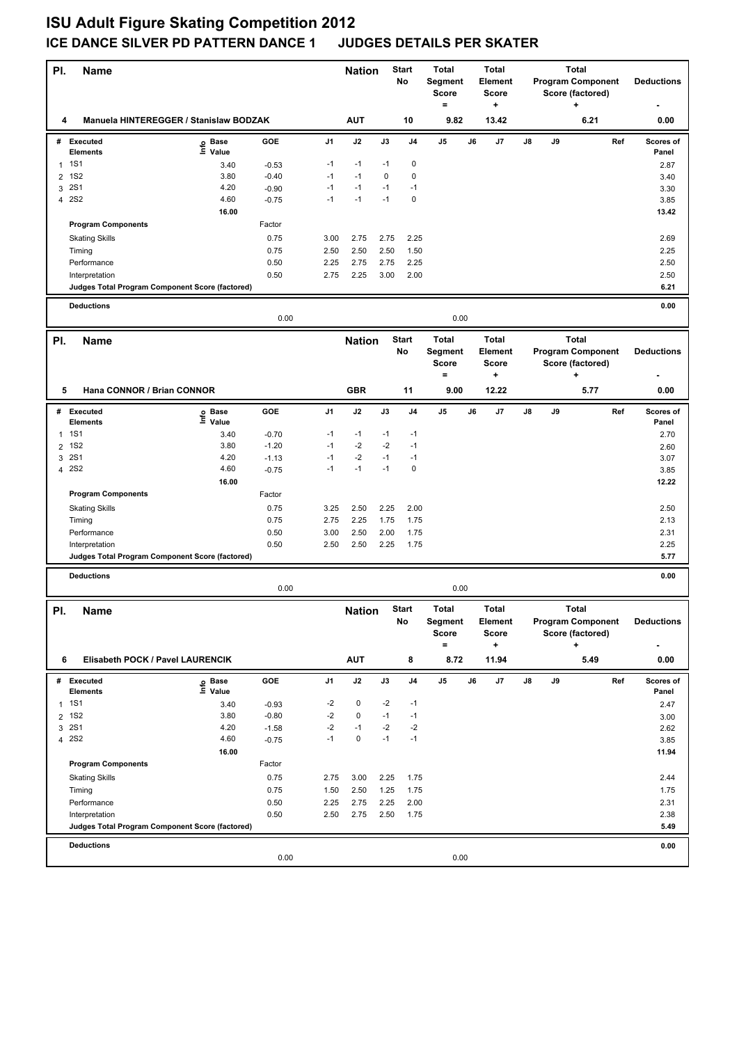# ISU Adult Figure Skating Competition 2012

## ICE DANCE SILVER PD PATTERN DANCE 1 JUDGES DETAILS PER SKATER

| Pl. | Name | Nation | Start No | Total Segment Score = | Total Element Score + | Total Program Component Score (factored) + | Deductions - |
|---|---|---|---|---|---|---|---|
| 4 | Manuela HINTEREGGER / Stanislaw BODZAK | AUT | 10 | 9.82 | 13.42 | 6.21 | 0.00 |

| # | Executed Elements | Info | Base Value | GOE | J1 | J2 | J3 | J4 | J5 | J6 | J7 | J8 | J9 | Ref | Scores of Panel |
|---|---|---|---|---|---|---|---|---|---|---|---|---|---|---|---|
| 1 | 1S1 | | 3.40 | -0.53 | -1 | -1 | -1 | 0 | | | | | | | 2.87 |
| 2 | 1S2 | | 3.80 | -0.40 | -1 | -1 | 0 | 0 | | | | | | | 3.40 |
| 3 | 2S1 | | 4.20 | -0.90 | -1 | -1 | -1 | -1 | | | | | | | 3.30 |
| 4 | 2S2 | | 4.60 | -0.75 | -1 | -1 | -1 | 0 | | | | | | | 3.85 |
| | | | 16.00 | | | | | | | | | | | | 13.42 |
| | **Program Components** | | | Factor | | | | | | | | | | | |
| | Skating Skills | | | 0.75 | 3.00 | 2.75 | 2.75 | 2.25 | | | | | | | 2.69 |
| | Timing | | | 0.75 | 2.50 | 2.50 | 2.50 | 1.50 | | | | | | | 2.25 |
| | Performance | | | 0.50 | 2.25 | 2.75 | 2.75 | 2.25 | | | | | | | 2.50 |
| | Interpretation | | | 0.50 | 2.75 | 2.25 | 3.00 | 2.00 | | | | | | | 2.50 |
| | **Judges Total Program Component Score (factored)** | | | | | | | | | | | | | | 6.21 |
| | **Deductions** | | | 0.00 | | | | | 0.00 | | | | | | 0.00 |

| Pl. | Name | Nation | Start No | Total Segment Score = | Total Element Score + | Total Program Component Score (factored) + | Deductions - |
|---|---|---|---|---|---|---|---|
| 5 | Hana CONNOR / Brian CONNOR | GBR | 11 | 9.00 | 12.22 | 5.77 | 0.00 |

| # | Executed Elements | Info | Base Value | GOE | J1 | J2 | J3 | J4 | J5 | J6 | J7 | J8 | J9 | Ref | Scores of Panel |
|---|---|---|---|---|---|---|---|---|---|---|---|---|---|---|---|
| 1 | 1S1 | | 3.40 | -0.70 | -1 | -1 | -1 | -1 | | | | | | | 2.70 |
| 2 | 1S2 | | 3.80 | -1.20 | -1 | -2 | -2 | -1 | | | | | | | 2.60 |
| 3 | 2S1 | | 4.20 | -1.13 | -1 | -2 | -1 | -1 | | | | | | | 3.07 |
| 4 | 2S2 | | 4.60 | -0.75 | -1 | -1 | -1 | 0 | | | | | | | 3.85 |
| | | | 16.00 | | | | | | | | | | | | 12.22 |
| | **Program Components** | | | Factor | | | | | | | | | | | |
| | Skating Skills | | | 0.75 | 3.25 | 2.50 | 2.25 | 2.00 | | | | | | | 2.50 |
| | Timing | | | 0.75 | 2.75 | 2.25 | 1.75 | 1.75 | | | | | | | 2.13 |
| | Performance | | | 0.50 | 3.00 | 2.50 | 2.00 | 1.75 | | | | | | | 2.31 |
| | Interpretation | | | 0.50 | 2.50 | 2.50 | 2.25 | 1.75 | | | | | | | 2.25 |
| | **Judges Total Program Component Score (factored)** | | | | | | | | | | | | | | 5.77 |
| | **Deductions** | | | 0.00 | | | | | 0.00 | | | | | | 0.00 |

| Pl. | Name | Nation | Start No | Total Segment Score = | Total Element Score + | Total Program Component Score (factored) + | Deductions - |
|---|---|---|---|---|---|---|---|
| 6 | Elisabeth POCK / Pavel LAURENCIK | AUT | 8 | 8.72 | 11.94 | 5.49 | 0.00 |

| # | Executed Elements | Info | Base Value | GOE | J1 | J2 | J3 | J4 | J5 | J6 | J7 | J8 | J9 | Ref | Scores of Panel |
|---|---|---|---|---|---|---|---|---|---|---|---|---|---|---|---|
| 1 | 1S1 | | 3.40 | -0.93 | -2 | 0 | -2 | -1 | | | | | | | 2.47 |
| 2 | 1S2 | | 3.80 | -0.80 | -2 | 0 | -1 | -1 | | | | | | | 3.00 |
| 3 | 2S1 | | 4.20 | -1.58 | -2 | -1 | -2 | -2 | | | | | | | 2.62 |
| 4 | 2S2 | | 4.60 | -0.75 | -1 | 0 | -1 | -1 | | | | | | | 3.85 |
| | | | 16.00 | | | | | | | | | | | | 11.94 |
| | **Program Components** | | | Factor | | | | | | | | | | | |
| | Skating Skills | | | 0.75 | 2.75 | 3.00 | 2.25 | 1.75 | | | | | | | 2.44 |
| | Timing | | | 0.75 | 1.50 | 2.50 | 1.25 | 1.75 | | | | | | | 1.75 |
| | Performance | | | 0.50 | 2.25 | 2.75 | 2.25 | 2.00 | | | | | | | 2.31 |
| | Interpretation | | | 0.50 | 2.50 | 2.75 | 2.50 | 1.75 | | | | | | | 2.38 |
| | **Judges Total Program Component Score (factored)** | | | | | | | | | | | | | | 5.49 |
| | **Deductions** | | | 0.00 | | | | | 0.00 | | | | | | 0.00 |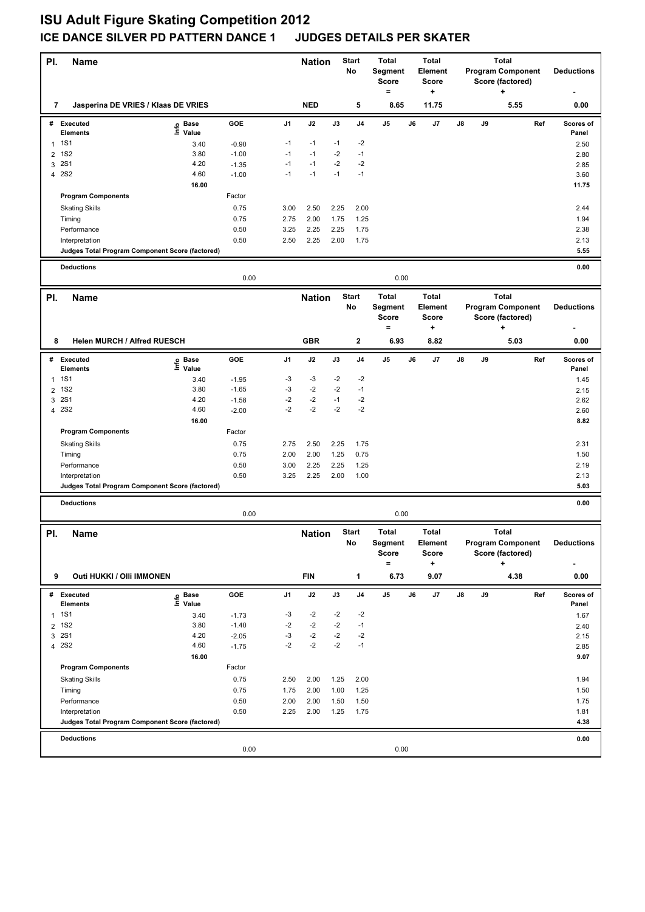# ISU Adult Figure Skating Competition 2012

## ICE DANCE SILVER PD PATTERN DANCE 1 JUDGES DETAILS PER SKATER

| Pl. | Name | Nation | Start No | Total Segment Score = | Total Element Score + | Total Program Component Score (factored) + | Deductions - |
|---|---|---|---|---|---|---|---|
| 7 | Jasperina DE VRIES / Klaas DE VRIES | NED | 5 | 8.65 | 11.75 | 5.55 | 0.00 |

| # | Executed Elements | Info | Base Value | GOE | J1 | J2 | J3 | J4 | J5 | J6 | J7 | J8 | J9 | Ref | Scores of Panel |
|---|---|---|---|---|---|---|---|---|---|---|---|---|---|---|---|
| 1 | 1S1 | | 3.40 | -0.90 | -1 | -1 | -1 | -2 | | | | | | | 2.50 |
| 2 | 1S2 | | 3.80 | -1.00 | -1 | -1 | -2 | -1 | | | | | | | 2.80 |
| 3 | 2S1 | | 4.20 | -1.35 | -1 | -1 | -2 | -2 | | | | | | | 2.85 |
| 4 | 2S2 | | 4.60 | -1.00 | -1 | -1 | -1 | -1 | | | | | | | 3.60 |
| | | | 16.00 | | | | | | | | | | | | 11.75 |

| Program Components | Factor | J1 | J2 | J3 | J4 | J5 | J6 | J7 | J8 | J9 | Scores of Panel |
|---|---|---|---|---|---|---|---|---|---|---|---|
| Skating Skills | 0.75 | 3.00 | 2.50 | 2.25 | 2.00 | | | | | | 2.44 |
| Timing | 0.75 | 2.75 | 2.00 | 1.75 | 1.25 | | | | | | 1.94 |
| Performance | 0.50 | 3.25 | 2.25 | 2.25 | 1.75 | | | | | | 2.38 |
| Interpretation | 0.50 | 2.50 | 2.25 | 2.00 | 1.75 | | | | | | 2.13 |
| Judges Total Program Component Score (factored) | | | | | | | | | | | 5.55 |

| Deductions | | | 0.00 |
|---|---|---|---|
| | 0.00 | 0.00 | |

| Pl. | Name | Nation | Start No | Total Segment Score = | Total Element Score + | Total Program Component Score (factored) + | Deductions - |
|---|---|---|---|---|---|---|---|
| 8 | Helen MURCH / Alfred RUESCH | GBR | 2 | 6.93 | 8.82 | 5.03 | 0.00 |

| # | Executed Elements | Info | Base Value | GOE | J1 | J2 | J3 | J4 | J5 | J6 | J7 | J8 | J9 | Ref | Scores of Panel |
|---|---|---|---|---|---|---|---|---|---|---|---|---|---|---|---|
| 1 | 1S1 | | 3.40 | -1.95 | -3 | -3 | -2 | -2 | | | | | | | 1.45 |
| 2 | 1S2 | | 3.80 | -1.65 | -3 | -2 | -2 | -1 | | | | | | | 2.15 |
| 3 | 2S1 | | 4.20 | -1.58 | -2 | -2 | -1 | -2 | | | | | | | 2.62 |
| 4 | 2S2 | | 4.60 | -2.00 | -2 | -2 | -2 | -2 | | | | | | | 2.60 |
| | | | 16.00 | | | | | | | | | | | | 8.82 |

| Program Components | Factor | J1 | J2 | J3 | J4 | J5 | J6 | J7 | J8 | J9 | Scores of Panel |
|---|---|---|---|---|---|---|---|---|---|---|---|
| Skating Skills | 0.75 | 2.75 | 2.50 | 2.25 | 1.75 | | | | | | 2.31 |
| Timing | 0.75 | 2.00 | 2.00 | 1.25 | 0.75 | | | | | | 1.50 |
| Performance | 0.50 | 3.00 | 2.25 | 2.25 | 1.25 | | | | | | 2.19 |
| Interpretation | 0.50 | 3.25 | 2.25 | 2.00 | 1.00 | | | | | | 2.13 |
| Judges Total Program Component Score (factored) | | | | | | | | | | | 5.03 |

| Deductions | | | 0.00 |
|---|---|---|---|
| | 0.00 | 0.00 | |

| Pl. | Name | Nation | Start No | Total Segment Score = | Total Element Score + | Total Program Component Score (factored) + | Deductions - |
|---|---|---|---|---|---|---|---|
| 9 | Outi HUKKI / Olli IMMONEN | FIN | 1 | 6.73 | 9.07 | 4.38 | 0.00 |

| # | Executed Elements | Info | Base Value | GOE | J1 | J2 | J3 | J4 | J5 | J6 | J7 | J8 | J9 | Ref | Scores of Panel |
|---|---|---|---|---|---|---|---|---|---|---|---|---|---|---|---|
| 1 | 1S1 | | 3.40 | -1.73 | -3 | -2 | -2 | -2 | | | | | | | 1.67 |
| 2 | 1S2 | | 3.80 | -1.40 | -2 | -2 | -2 | -1 | | | | | | | 2.40 |
| 3 | 2S1 | | 4.20 | -2.05 | -3 | -2 | -2 | -2 | | | | | | | 2.15 |
| 4 | 2S2 | | 4.60 | -1.75 | -2 | -2 | -2 | -1 | | | | | | | 2.85 |
| | | | 16.00 | | | | | | | | | | | | 9.07 |

| Program Components | Factor | J1 | J2 | J3 | J4 | J5 | J6 | J7 | J8 | J9 | Scores of Panel |
|---|---|---|---|---|---|---|---|---|---|---|---|
| Skating Skills | 0.75 | 2.50 | 2.00 | 1.25 | 2.00 | | | | | | 1.94 |
| Timing | 0.75 | 1.75 | 2.00 | 1.00 | 1.25 | | | | | | 1.50 |
| Performance | 0.50 | 2.00 | 2.00 | 1.50 | 1.50 | | | | | | 1.75 |
| Interpretation | 0.50 | 2.25 | 2.00 | 1.25 | 1.75 | | | | | | 1.81 |
| Judges Total Program Component Score (factored) | | | | | | | | | | | 4.38 |

| Deductions | | | 0.00 |
|---|---|---|---|
| | 0.00 | 0.00 | |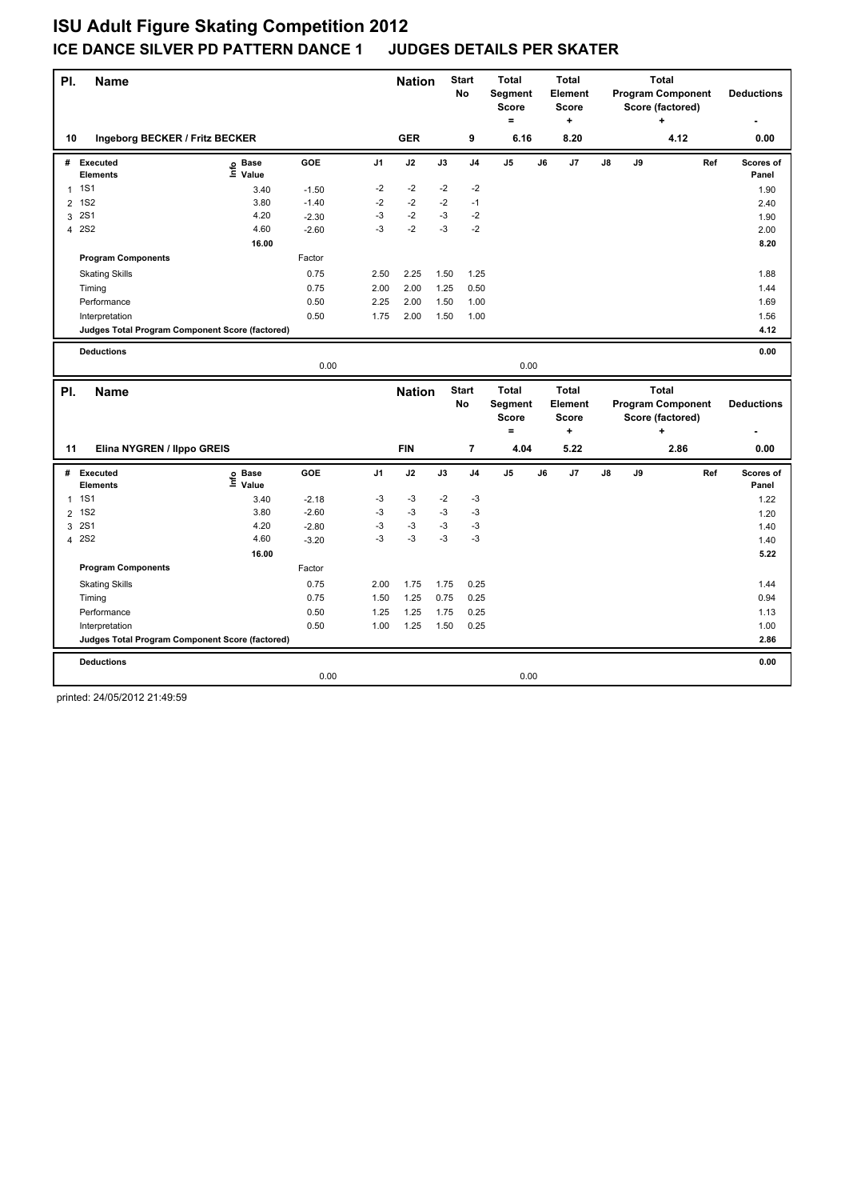# ISU Adult Figure Skating Competition 2012

## ICE DANCE SILVER PD PATTERN DANCE 1 JUDGES DETAILS PER SKATER

| Pl. | Name | Nation | Start No | Total Segment Score = | Total Element Score + | Total Program Component Score (factored) + | Deductions - |
|---|---|---|---|---|---|---|---|
| 10 | Ingeborg BECKER / Fritz BECKER | GER | 9 | 6.16 | 8.20 | 4.12 | 0.00 |

| # | Executed Elements | Info | Base Value | GOE | J1 | J2 | J3 | J4 | J5 | J6 | J7 | J8 | J9 | Ref | Scores of Panel |
|---|---|---|---|---|---|---|---|---|---|---|---|---|---|---|---|
| 1 | 1S1 | | 3.40 | -1.50 | -2 | -2 | -2 | -2 | | | | | | | 1.90 |
| 2 | 1S2 | | 3.80 | -1.40 | -2 | -2 | -2 | -1 | | | | | | | 2.40 |
| 3 | 2S1 | | 4.20 | -2.30 | -3 | -2 | -3 | -2 | | | | | | | 1.90 |
| 4 | 2S2 | | 4.60 | -2.60 | -3 | -2 | -3 | -2 | | | | | | | 2.00 |
| | | | 16.00 | | | | | | | | | | | | 8.20 |
| | **Program Components** | | | Factor | | | | | | | | | | | |
| | Skating Skills | | | 0.75 | 2.50 | 2.25 | 1.50 | 1.25 | | | | | | | 1.88 |
| | Timing | | | 0.75 | 2.00 | 2.00 | 1.25 | 0.50 | | | | | | | 1.44 |
| | Performance | | | 0.50 | 2.25 | 2.00 | 1.50 | 1.00 | | | | | | | 1.69 |
| | Interpretation | | | 0.50 | 1.75 | 2.00 | 1.50 | 1.00 | | | | | | | 1.56 |
| | **Judges Total Program Component Score (factored)** | | | | | | | | | | | | | | 4.12 |
| | **Deductions** | | | 0.00 | | | | | 0.00 | | | | | | 0.00 |

| Pl. | Name | Nation | Start No | Total Segment Score = | Total Element Score + | Total Program Component Score (factored) + | Deductions - |
|---|---|---|---|---|---|---|---|
| 11 | Elina NYGREN / Ilppo GREIS | FIN | 7 | 4.04 | 5.22 | 2.86 | 0.00 |

| # | Executed Elements | Info | Base Value | GOE | J1 | J2 | J3 | J4 | J5 | J6 | J7 | J8 | J9 | Ref | Scores of Panel |
|---|---|---|---|---|---|---|---|---|---|---|---|---|---|---|---|
| 1 | 1S1 | | 3.40 | -2.18 | -3 | -3 | -2 | -3 | | | | | | | 1.22 |
| 2 | 1S2 | | 3.80 | -2.60 | -3 | -3 | -3 | -3 | | | | | | | 1.20 |
| 3 | 2S1 | | 4.20 | -2.80 | -3 | -3 | -3 | -3 | | | | | | | 1.40 |
| 4 | 2S2 | | 4.60 | -3.20 | -3 | -3 | -3 | -3 | | | | | | | 1.40 |
| | | | 16.00 | | | | | | | | | | | | 5.22 |
| | **Program Components** | | | Factor | | | | | | | | | | | |
| | Skating Skills | | | 0.75 | 2.00 | 1.75 | 1.75 | 0.25 | | | | | | | 1.44 |
| | Timing | | | 0.75 | 1.50 | 1.25 | 0.75 | 0.25 | | | | | | | 0.94 |
| | Performance | | | 0.50 | 1.25 | 1.25 | 1.75 | 0.25 | | | | | | | 1.13 |
| | Interpretation | | | 0.50 | 1.00 | 1.25 | 1.50 | 0.25 | | | | | | | 1.00 |
| | **Judges Total Program Component Score (factored)** | | | | | | | | | | | | | | 2.86 |
| | **Deductions** | | | 0.00 | | | | | 0.00 | | | | | | 0.00 |

printed: 24/05/2012 21:49:59